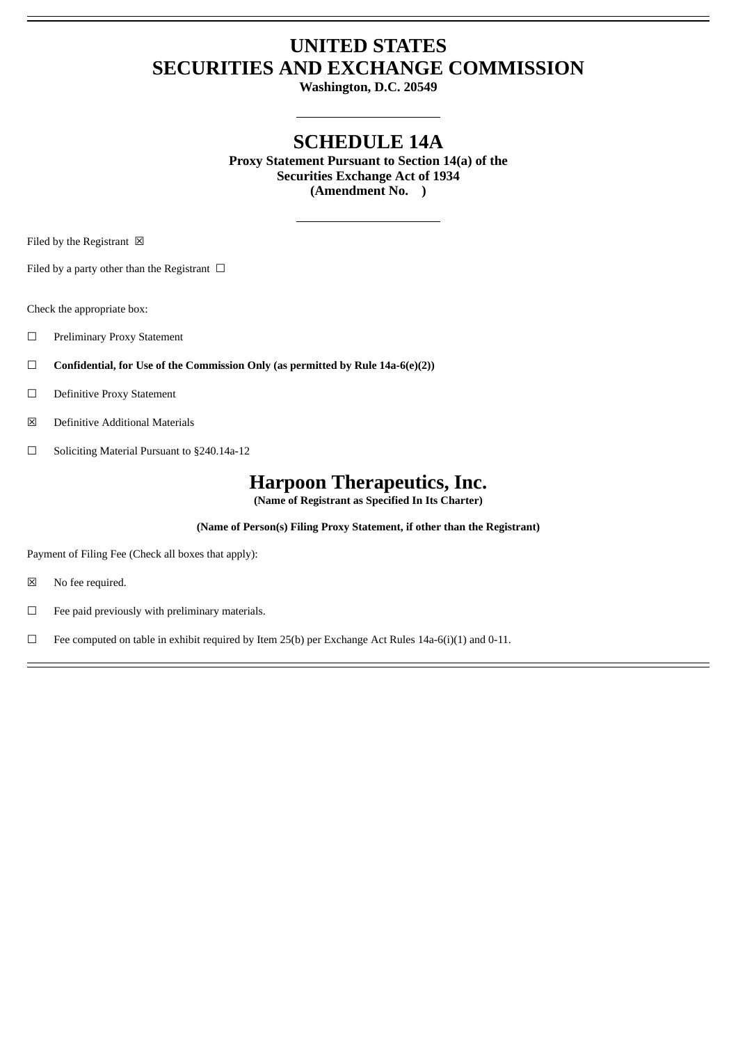# UNITED STATES
# SECURITIES AND EXCHANGE COMMISSION

**Washington, D.C. 20549**

---

# SCHEDULE 14A

**Proxy Statement Pursuant to Section 14(a) of the**
**Securities Exchange Act of 1934**
**(Amendment No.    )**

---

Filed by the Registrant ☒

Filed by a party other than the Registrant ☐

Check the appropriate box:

☐ Preliminary Proxy Statement

☐ **Confidential, for Use of the Commission Only (as permitted by Rule 14a-6(e)(2))**

☐ Definitive Proxy Statement

☒ Definitive Additional Materials

☐ Soliciting Material Pursuant to §240.14a-12

# Harpoon Therapeutics, Inc.

**(Name of Registrant as Specified In Its Charter)**

**(Name of Person(s) Filing Proxy Statement, if other than the Registrant)**

Payment of Filing Fee (Check all boxes that apply):

☒ No fee required.

☐ Fee paid previously with preliminary materials.

☐ Fee computed on table in exhibit required by Item 25(b) per Exchange Act Rules 14a-6(i)(1) and 0-11.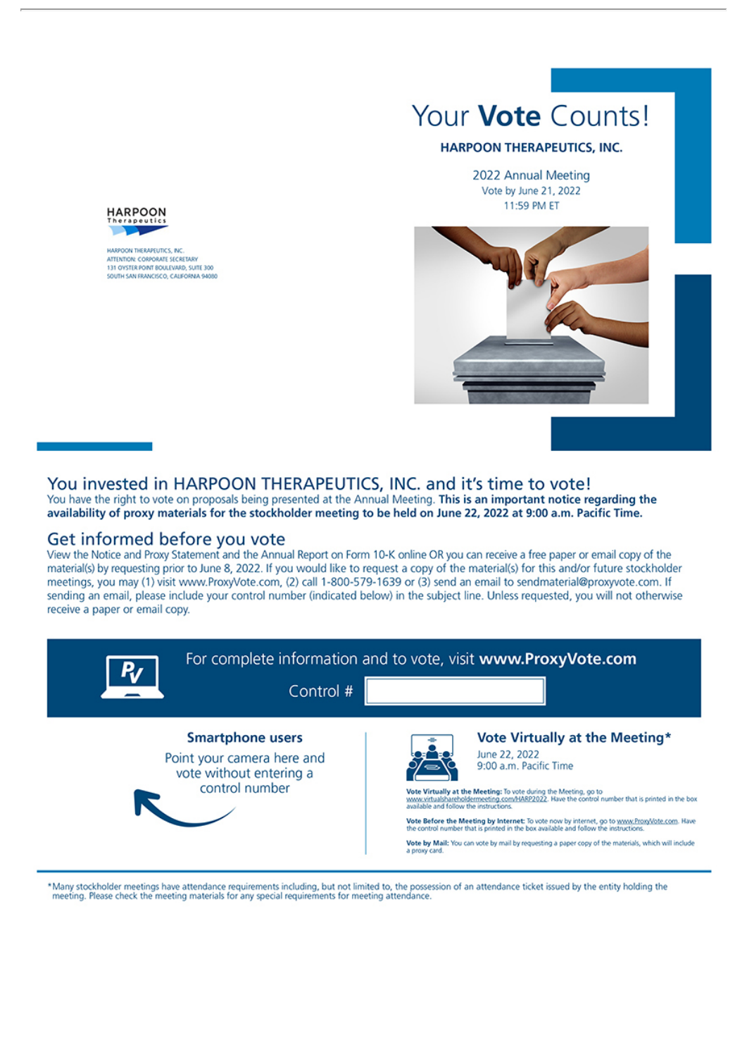HARPOON
Therapeutics

HARPOON THERAPEUTICS, INC.
ATTENTION: CORPORATE SECRETARY
131 OYSTER POINT BOULEVARD, SUITE 300
SOUTH SAN FRANCISCO, CALIFORNIA 94080

# Your **Vote** Counts!

**HARPOON THERAPEUTICS, INC.**

2022 Annual Meeting
Vote by June 21, 2022
11:59 PM ET

## You invested in HARPOON THERAPEUTICS, INC. and it's time to vote!

You have the right to vote on proposals being presented at the Annual Meeting. **This is an important notice regarding the availability of proxy materials for the stockholder meeting to be held on June 22, 2022 at 9:00 a.m. Pacific Time.**

## Get informed before you vote

View the Notice and Proxy Statement and the Annual Report on Form 10-K online OR you can receive a free paper or email copy of the material(s) by requesting prior to June 8, 2022. If you would like to request a copy of the material(s) for this and/or future stockholder meetings, you may (1) visit www.ProxyVote.com, (2) call 1-800-579-1639 or (3) send an email to sendmaterial@proxyvote.com. If sending an email, please include your control number (indicated below) in the subject line. Unless requested, you will not otherwise receive a paper or email copy.

For complete information and to vote, visit **www.ProxyVote.com**

Control #

### Smartphone users

Point your camera here and vote without entering a control number

### Vote Virtually at the Meeting*

June 22, 2022
9:00 a.m. Pacific Time

**Vote Virtually at the Meeting:** To vote during the Meeting, go to www.virtualshareholdermeeting.com/HARP2022. Have the control number that is printed in the box available and follow the instructions.

**Vote Before the Meeting by Internet:** To vote now by internet, go to www.ProxyVote.com. Have the control number that is printed in the box available and follow the instructions.

**Vote by Mail:** You can vote by mail by requesting a paper copy of the materials, which will include a proxy card.

*Many stockholder meetings have attendance requirements including, but not limited to, the possession of an attendance ticket issued by the entity holding the meeting. Please check the meeting materials for any special requirements for meeting attendance.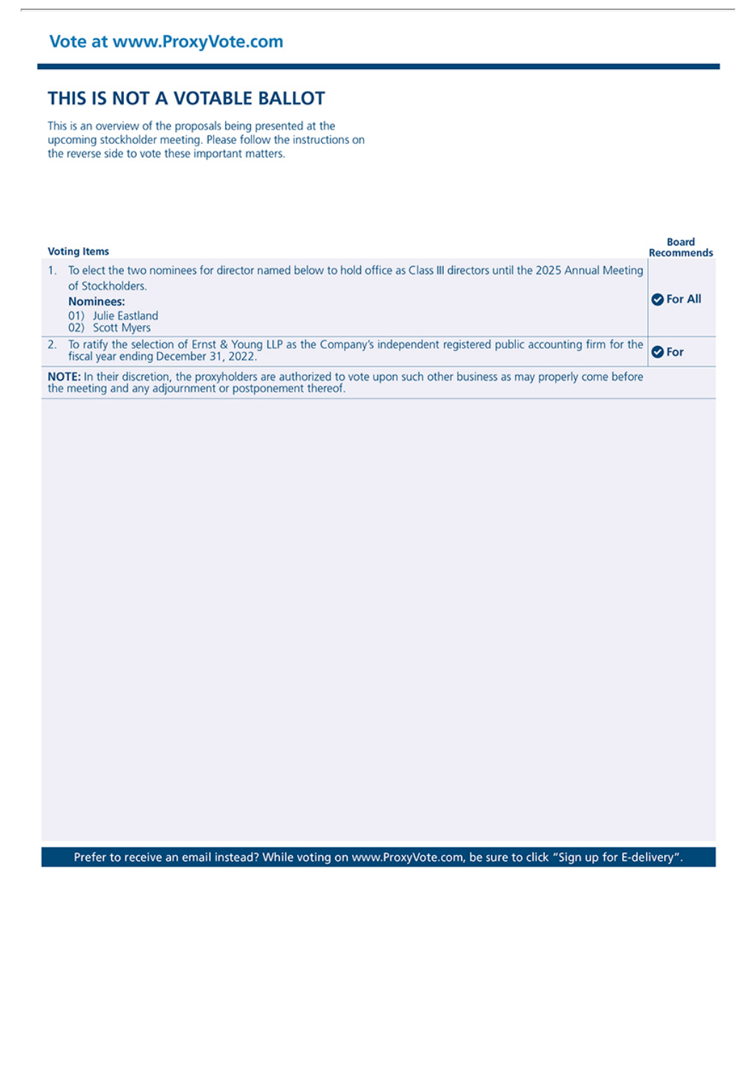Vote at www.ProxyVote.com

# THIS IS NOT A VOTABLE BALLOT

This is an overview of the proposals being presented at the upcoming stockholder meeting. Please follow the instructions on the reverse side to vote these important matters.

| Voting Items | Board Recommends |
|---|---|
| 1. To elect the two nominees for director named below to hold office as Class III directors until the 2025 Annual Meeting of Stockholders.<br>**Nominees:**<br>01) Julie Eastland<br>02) Scott Myers | For All |
| 2. To ratify the selection of Ernst & Young LLP as the Company's independent registered public accounting firm for the fiscal year ending December 31, 2022. | For |

**NOTE:** In their discretion, the proxyholders are authorized to vote upon such other business as may properly come before the meeting and any adjournment or postponement thereof.

Prefer to receive an email instead? While voting on www.ProxyVote.com, be sure to click "Sign up for E-delivery".